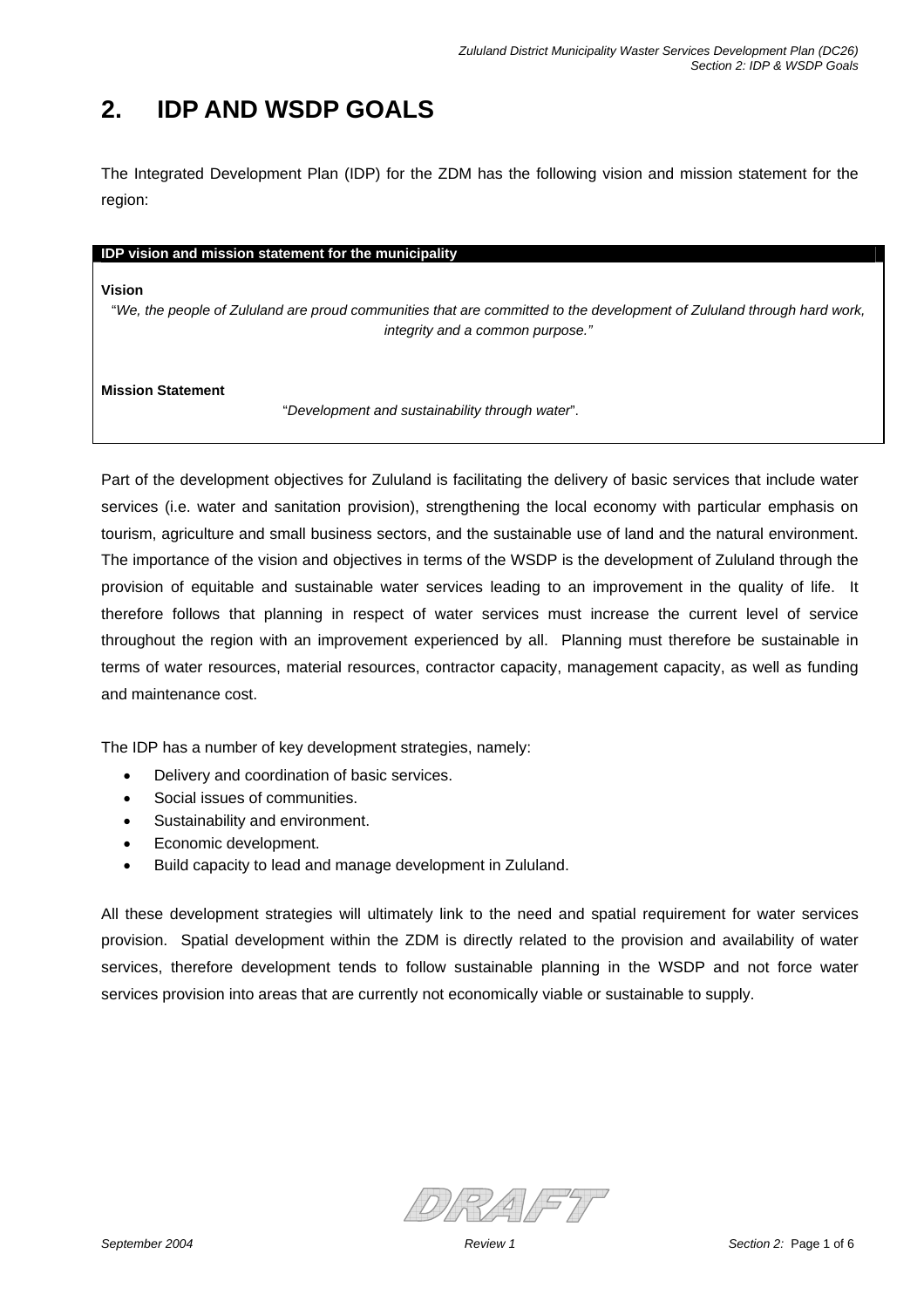# 2. IDP AND WSDP GOALS

The Integrated Development Plan (IDP) for the ZDM has the following vision and mission statement for the region:

| IDP vision and mission statement for the municipality |
| --- |
| **Vision**<br>*"We, the people of Zululand are proud communities that are committed to the development of Zululand through hard work, integrity and a common purpose."*<br><br>**Mission Statement**<br>"*Development and sustainability through water*". |

Part of the development objectives for Zululand is facilitating the delivery of basic services that include water services (i.e. water and sanitation provision), strengthening the local economy with particular emphasis on tourism, agriculture and small business sectors, and the sustainable use of land and the natural environment. The importance of the vision and objectives in terms of the WSDP is the development of Zululand through the provision of equitable and sustainable water services leading to an improvement in the quality of life. It therefore follows that planning in respect of water services must increase the current level of service throughout the region with an improvement experienced by all. Planning must therefore be sustainable in terms of water resources, material resources, contractor capacity, management capacity, as well as funding and maintenance cost.

The IDP has a number of key development strategies, namely:

- Delivery and coordination of basic services.
- Social issues of communities.
- Sustainability and environment.
- Economic development.
- Build capacity to lead and manage development in Zululand.

All these development strategies will ultimately link to the need and spatial requirement for water services provision. Spatial development within the ZDM is directly related to the provision and availability of water services, therefore development tends to follow sustainable planning in the WSDP and not force water services provision into areas that are currently not economically viable or sustainable to supply.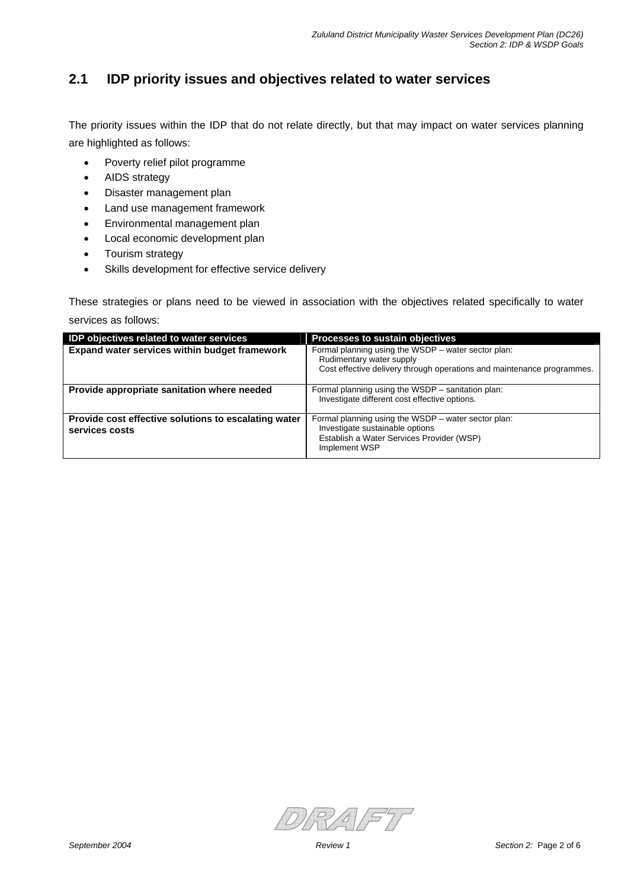## 2.1 IDP priority issues and objectives related to water services

The priority issues within the IDP that do not relate directly, but that may impact on water services planning are highlighted as follows:

- Poverty relief pilot programme
- AIDS strategy
- Disaster management plan
- Land use management framework
- Environmental management plan
- Local economic development plan
- Tourism strategy
- Skills development for effective service delivery

These strategies or plans need to be viewed in association with the objectives related specifically to water services as follows:

| IDP objectives related to water services | Processes to sustain objectives |
|---|---|
| **Expand water services within budget framework** | Formal planning using the WSDP – water sector plan:<br>Rudimentary water supply<br>Cost effective delivery through operations and maintenance programmes. |
| **Provide appropriate sanitation where needed** | Formal planning using the WSDP – sanitation plan:<br>Investigate different cost effective options. |
| **Provide cost effective solutions to escalating water services costs** | Formal planning using the WSDP – water sector plan:<br>Investigate sustainable options<br>Establish a Water Services Provider (WSP)<br>Implement WSP |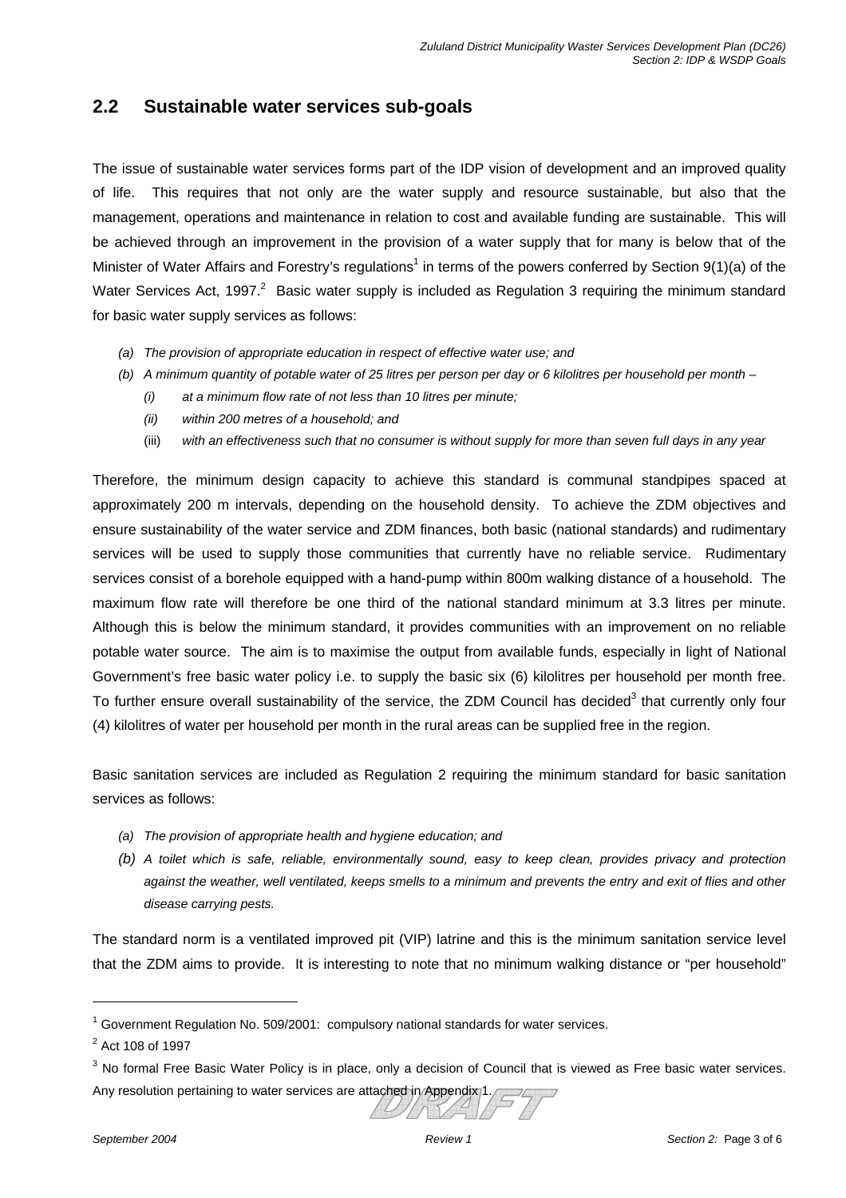## 2.2 Sustainable water services sub-goals

The issue of sustainable water services forms part of the IDP vision of development and an improved quality of life. This requires that not only are the water supply and resource sustainable, but also that the management, operations and maintenance in relation to cost and available funding are sustainable. This will be achieved through an improvement in the provision of a water supply that for many is below that of the Minister of Water Affairs and Forestry's regulations[1] in terms of the powers conferred by Section 9(1)(a) of the Water Services Act, 1997.[2] Basic water supply is included as Regulation 3 requiring the minimum standard for basic water supply services as follows:

- *(a) The provision of appropriate education in respect of effective water use; and*
- *(b) A minimum quantity of potable water of 25 litres per person per day or 6 kilolitres per household per month –*
  - *(i) at a minimum flow rate of not less than 10 litres per minute;*
  - *(ii) within 200 metres of a household; and*
  - *(iii) with an effectiveness such that no consumer is without supply for more than seven full days in any year*

Therefore, the minimum design capacity to achieve this standard is communal standpipes spaced at approximately 200 m intervals, depending on the household density. To achieve the ZDM objectives and ensure sustainability of the water service and ZDM finances, both basic (national standards) and rudimentary services will be used to supply those communities that currently have no reliable service. Rudimentary services consist of a borehole equipped with a hand-pump within 800m walking distance of a household. The maximum flow rate will therefore be one third of the national standard minimum at 3.3 litres per minute. Although this is below the minimum standard, it provides communities with an improvement on no reliable potable water source. The aim is to maximise the output from available funds, especially in light of National Government's free basic water policy i.e. to supply the basic six (6) kilolitres per household per month free. To further ensure overall sustainability of the service, the ZDM Council has decided[3] that currently only four (4) kilolitres of water per household per month in the rural areas can be supplied free in the region.

Basic sanitation services are included as Regulation 2 requiring the minimum standard for basic sanitation services as follows:

- *(a) The provision of appropriate health and hygiene education; and*
- *(b) A toilet which is safe, reliable, environmentally sound, easy to keep clean, provides privacy and protection against the weather, well ventilated, keeps smells to a minimum and prevents the entry and exit of flies and other disease carrying pests.*

The standard norm is a ventilated improved pit (VIP) latrine and this is the minimum sanitation service level that the ZDM aims to provide. It is interesting to note that no minimum walking distance or "per household"

---

[1] Government Regulation No. 509/2001: compulsory national standards for water services.

[2] Act 108 of 1997

[3] No formal Free Basic Water Policy is in place, only a decision of Council that is viewed as Free basic water services. Any resolution pertaining to water services are attached in Appendix 1.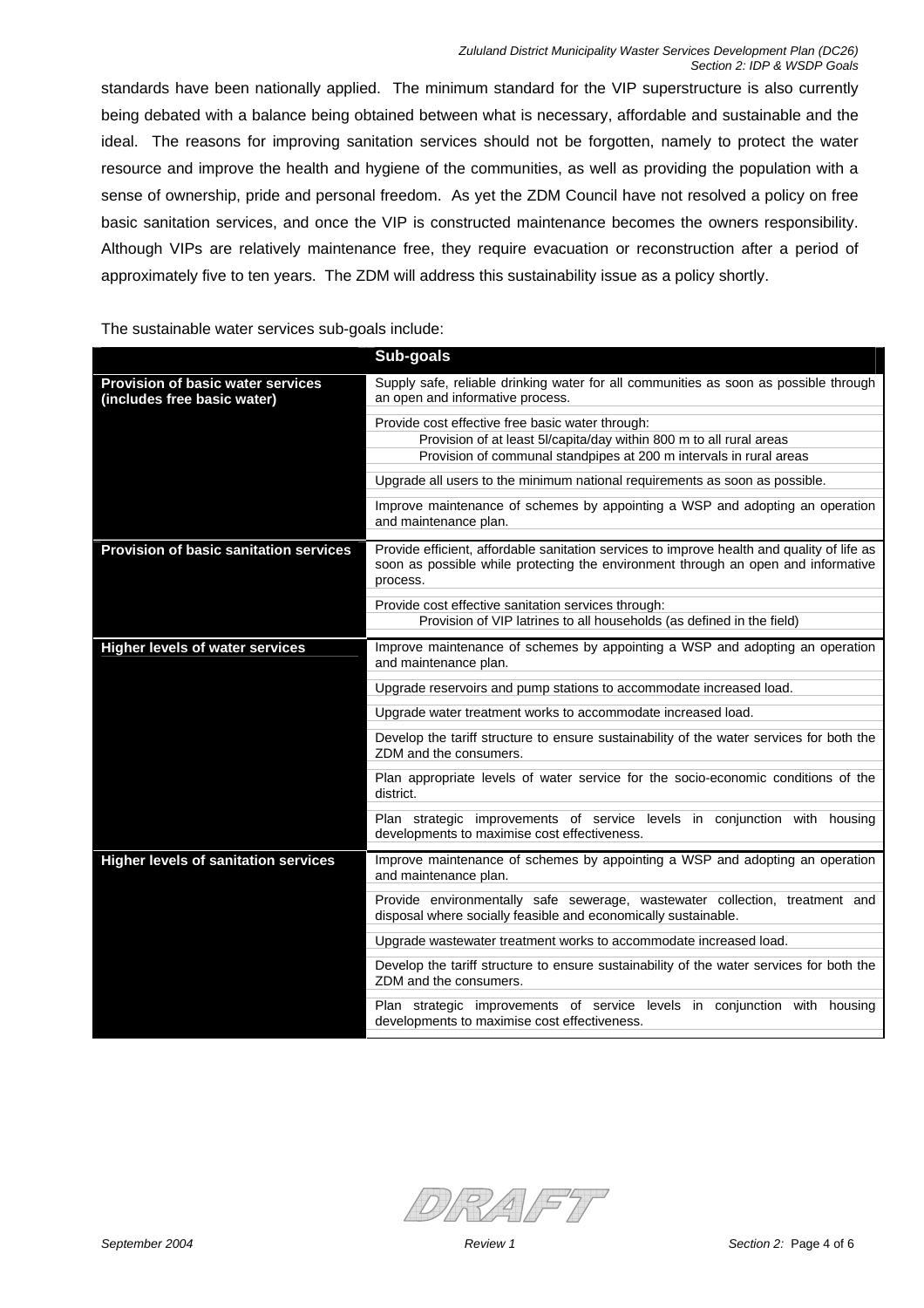standards have been nationally applied. The minimum standard for the VIP superstructure is also currently being debated with a balance being obtained between what is necessary, affordable and sustainable and the ideal. The reasons for improving sanitation services should not be forgotten, namely to protect the water resource and improve the health and hygiene of the communities, as well as providing the population with a sense of ownership, pride and personal freedom. As yet the ZDM Council have not resolved a policy on free basic sanitation services, and once the VIP is constructed maintenance becomes the owners responsibility. Although VIPs are relatively maintenance free, they require evacuation or reconstruction after a period of approximately five to ten years. The ZDM will address this sustainability issue as a policy shortly.

The sustainable water services sub-goals include:

| | **Sub-goals** |
|---|---|
| **Provision of basic water services (includes free basic water)** | Supply safe, reliable drinking water for all communities as soon as possible through an open and informative process. |
| | Provide cost effective free basic water through: |
| | Provision of at least 5l/capita/day within 800 m to all rural areas |
| | Provision of communal standpipes at 200 m intervals in rural areas |
| | Upgrade all users to the minimum national requirements as soon as possible. |
| | Improve maintenance of schemes by appointing a WSP and adopting an operation and maintenance plan. |
| **Provision of basic sanitation services** | Provide efficient, affordable sanitation services to improve health and quality of life as soon as possible while protecting the environment through an open and informative process. |
| | Provide cost effective sanitation services through: |
| | Provision of VIP latrines to all households (as defined in the field) |
| **Higher levels of water services** | Improve maintenance of schemes by appointing a WSP and adopting an operation and maintenance plan. |
| | Upgrade reservoirs and pump stations to accommodate increased load. |
| | Upgrade water treatment works to accommodate increased load. |
| | Develop the tariff structure to ensure sustainability of the water services for both the ZDM and the consumers. |
| | Plan appropriate levels of water service for the socio-economic conditions of the district. |
| | Plan strategic improvements of service levels in conjunction with housing developments to maximise cost effectiveness. |
| **Higher levels of sanitation services** | Improve maintenance of schemes by appointing a WSP and adopting an operation and maintenance plan. |
| | Provide environmentally safe sewerage, wastewater collection, treatment and disposal where socially feasible and economically sustainable. |
| | Upgrade wastewater treatment works to accommodate increased load. |
| | Develop the tariff structure to ensure sustainability of the water services for both the ZDM and the consumers. |
| | Plan strategic improvements of service levels in conjunction with housing developments to maximise cost effectiveness. |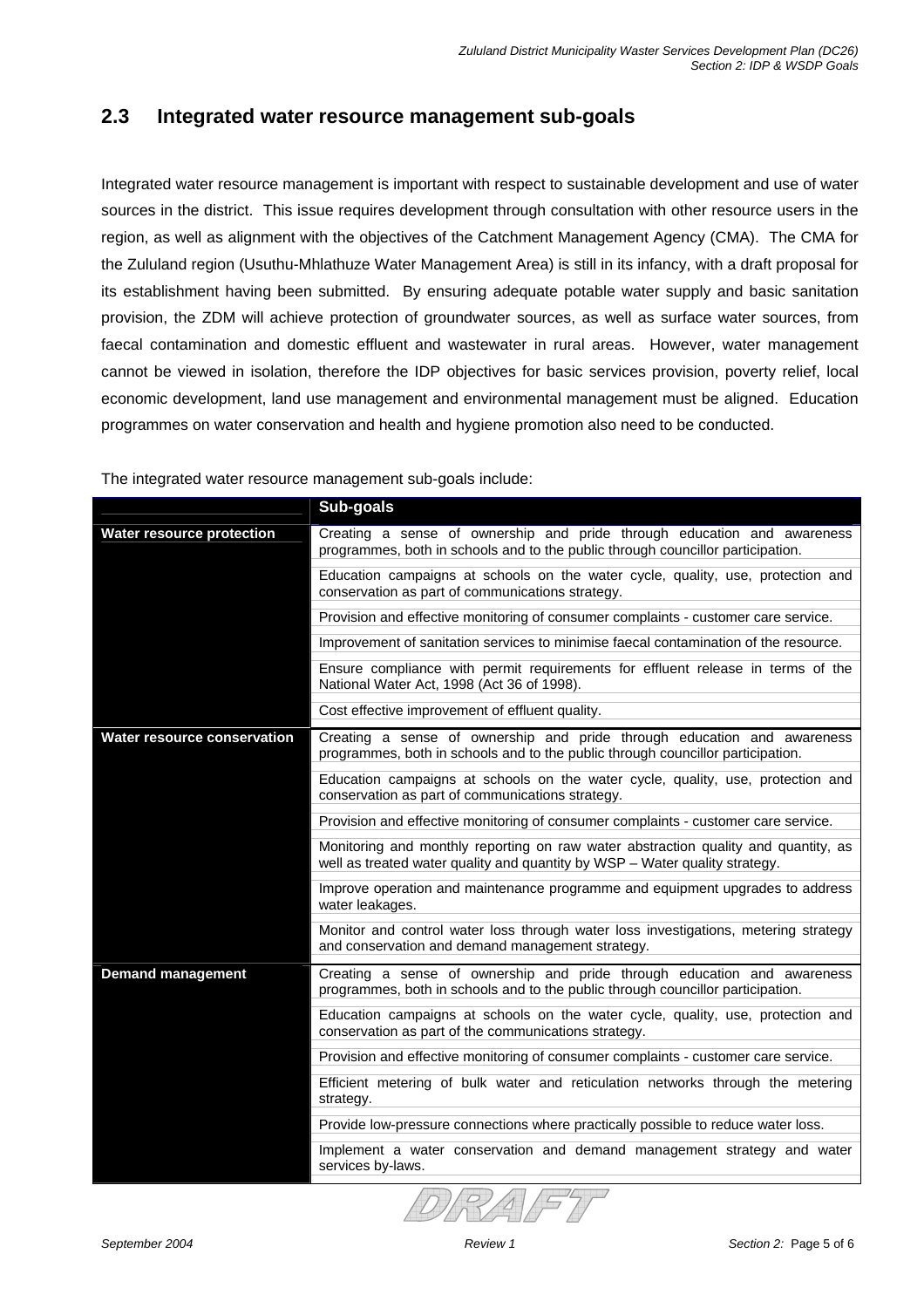## 2.3 Integrated water resource management sub-goals

Integrated water resource management is important with respect to sustainable development and use of water sources in the district. This issue requires development through consultation with other resource users in the region, as well as alignment with the objectives of the Catchment Management Agency (CMA). The CMA for the Zululand region (Usuthu-Mhlathuze Water Management Area) is still in its infancy, with a draft proposal for its establishment having been submitted. By ensuring adequate potable water supply and basic sanitation provision, the ZDM will achieve protection of groundwater sources, as well as surface water sources, from faecal contamination and domestic effluent and wastewater in rural areas. However, water management cannot be viewed in isolation, therefore the IDP objectives for basic services provision, poverty relief, local economic development, land use management and environmental management must be aligned. Education programmes on water conservation and health and hygiene promotion also need to be conducted.

The integrated water resource management sub-goals include:

| | Sub-goals |
|---|---|
| **Water resource protection** | Creating a sense of ownership and pride through education and awareness programmes, both in schools and to the public through councillor participation. |
| | Education campaigns at schools on the water cycle, quality, use, protection and conservation as part of communications strategy. |
| | Provision and effective monitoring of consumer complaints - customer care service. |
| | Improvement of sanitation services to minimise faecal contamination of the resource. |
| | Ensure compliance with permit requirements for effluent release in terms of the National Water Act, 1998 (Act 36 of 1998). |
| | Cost effective improvement of effluent quality. |
| **Water resource conservation** | Creating a sense of ownership and pride through education and awareness programmes, both in schools and to the public through councillor participation. |
| | Education campaigns at schools on the water cycle, quality, use, protection and conservation as part of communications strategy. |
| | Provision and effective monitoring of consumer complaints - customer care service. |
| | Monitoring and monthly reporting on raw water abstraction quality and quantity, as well as treated water quality and quantity by WSP – Water quality strategy. |
| | Improve operation and maintenance programme and equipment upgrades to address water leakages. |
| | Monitor and control water loss through water loss investigations, metering strategy and conservation and demand management strategy. |
| **Demand management** | Creating a sense of ownership and pride through education and awareness programmes, both in schools and to the public through councillor participation. |
| | Education campaigns at schools on the water cycle, quality, use, protection and conservation as part of the communications strategy. |
| | Provision and effective monitoring of consumer complaints - customer care service. |
| | Efficient metering of bulk water and reticulation networks through the metering strategy. |
| | Provide low-pressure connections where practically possible to reduce water loss. |
| | Implement a water conservation and demand management strategy and water services by-laws. |

DRAFT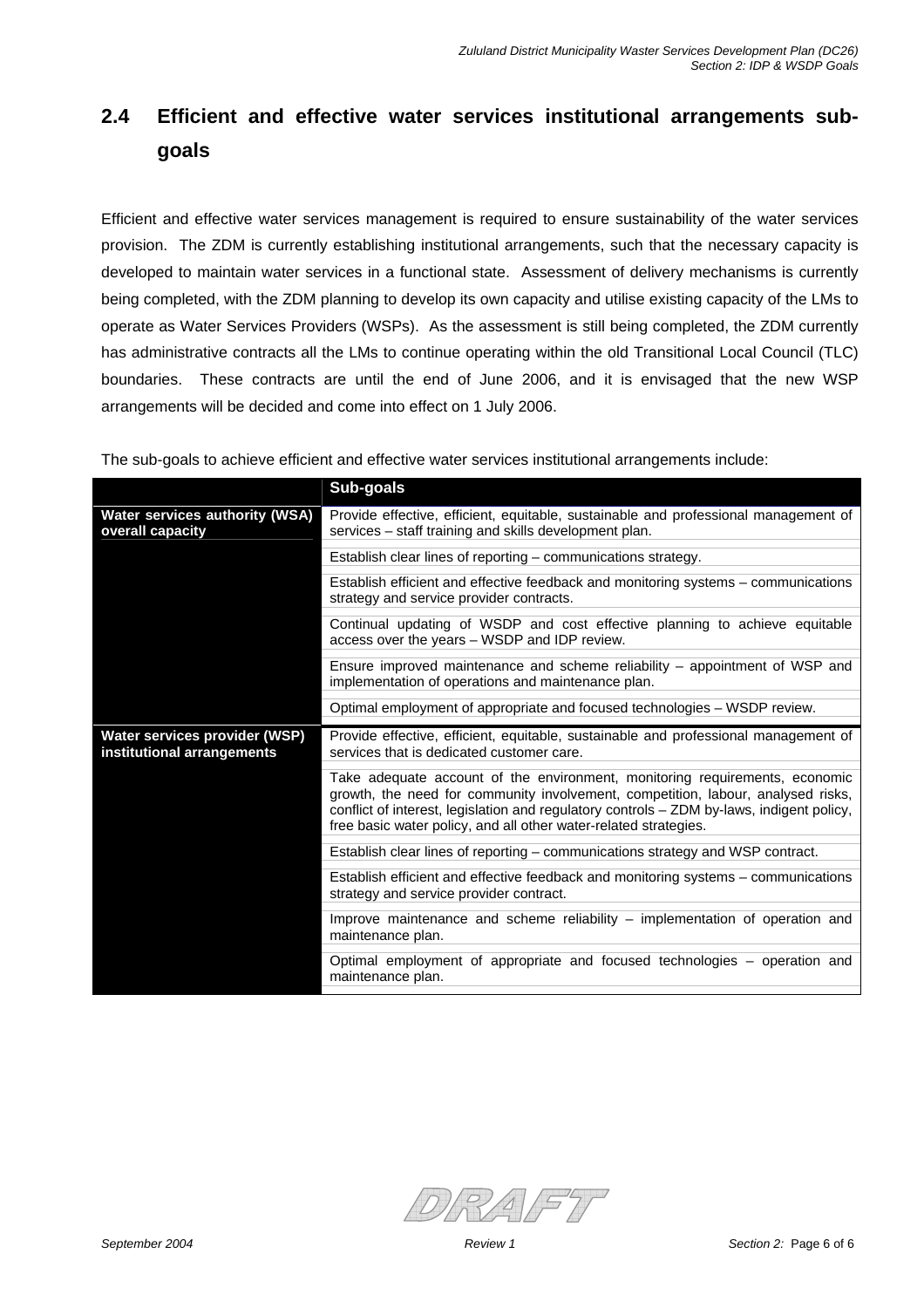## 2.4 Efficient and effective water services institutional arrangements sub-goals

Efficient and effective water services management is required to ensure sustainability of the water services provision. The ZDM is currently establishing institutional arrangements, such that the necessary capacity is developed to maintain water services in a functional state. Assessment of delivery mechanisms is currently being completed, with the ZDM planning to develop its own capacity and utilise existing capacity of the LMs to operate as Water Services Providers (WSPs). As the assessment is still being completed, the ZDM currently has administrative contracts all the LMs to continue operating within the old Transitional Local Council (TLC) boundaries. These contracts are until the end of June 2006, and it is envisaged that the new WSP arrangements will be decided and come into effect on 1 July 2006.

The sub-goals to achieve efficient and effective water services institutional arrangements include:

| | Sub-goals |
|---|---|
| **Water services authority (WSA) overall capacity** | Provide effective, efficient, equitable, sustainable and professional management of services – staff training and skills development plan. |
| | Establish clear lines of reporting – communications strategy. |
| | Establish efficient and effective feedback and monitoring systems – communications strategy and service provider contracts. |
| | Continual updating of WSDP and cost effective planning to achieve equitable access over the years – WSDP and IDP review. |
| | Ensure improved maintenance and scheme reliability – appointment of WSP and implementation of operations and maintenance plan. |
| | Optimal employment of appropriate and focused technologies – WSDP review. |
| **Water services provider (WSP) institutional arrangements** | Provide effective, efficient, equitable, sustainable and professional management of services that is dedicated customer care. |
| | Take adequate account of the environment, monitoring requirements, economic growth, the need for community involvement, competition, labour, analysed risks, conflict of interest, legislation and regulatory controls – ZDM by-laws, indigent policy, free basic water policy, and all other water-related strategies. |
| | Establish clear lines of reporting – communications strategy and WSP contract. |
| | Establish efficient and effective feedback and monitoring systems – communications strategy and service provider contract. |
| | Improve maintenance and scheme reliability – implementation of operation and maintenance plan. |
| | Optimal employment of appropriate and focused technologies – operation and maintenance plan. |